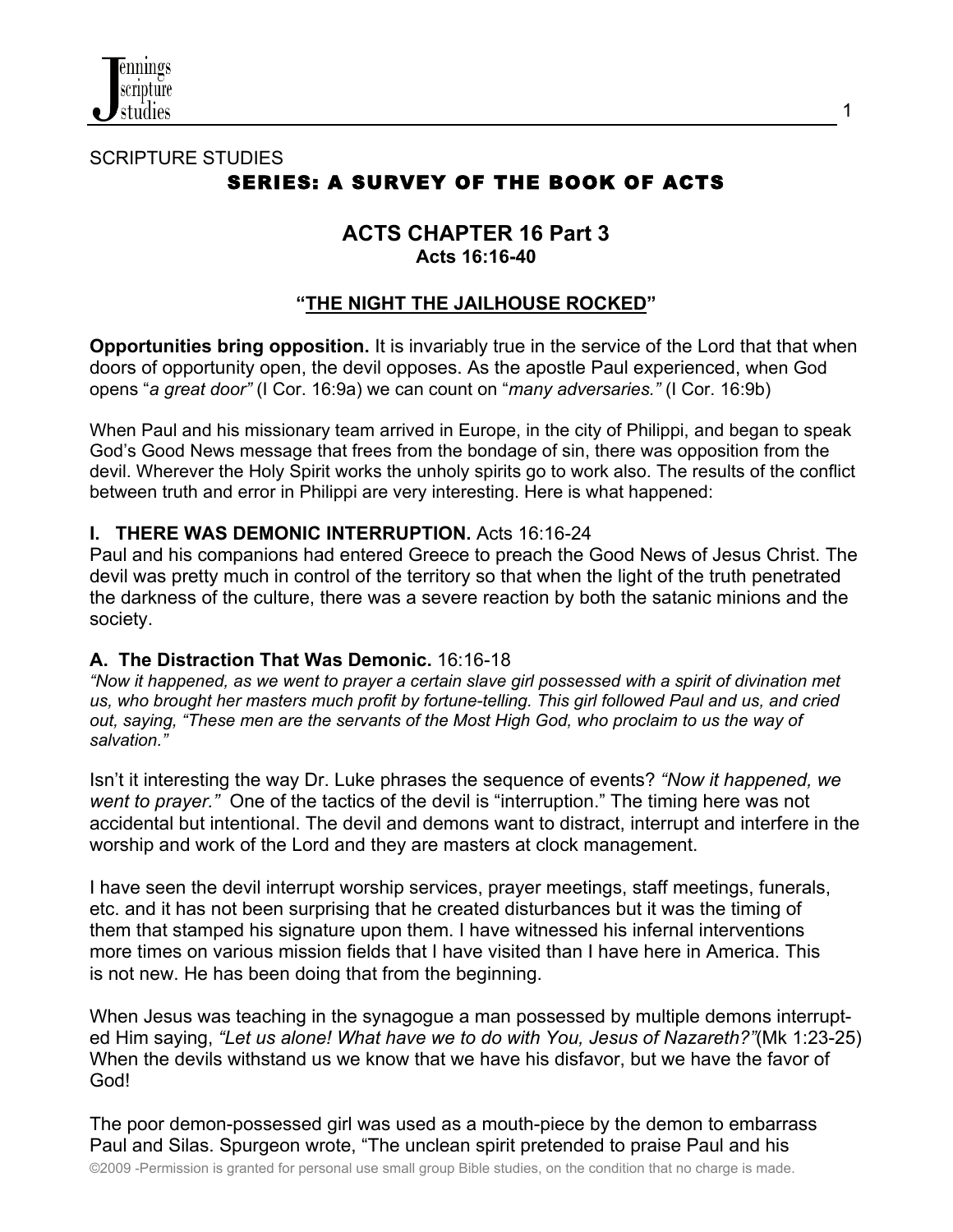SCRIPTURE STUDIES

**SERIES: A SURVEY OF THE BOOK OF ACTS**

# ACTS CHAPTER 16 Part 3

**Acts 16:16-40**

## "THE NIGHT THE JAILHOUSE ROCKED"

**Opportunities bring opposition.** It is invariably true in the service of the Lord that that when doors of opportunity open, the devil opposes. As the apostle Paul experienced, when God opens "*a great door"* (I Cor. 16:9a) we can count on "*many adversaries."* (I Cor. 16:9b)

When Paul and his missionary team arrived in Europe, in the city of Philippi, and began to speak God's Good News message that frees from the bondage of sin, there was opposition from the devil. Wherever the Holy Spirit works the unholy spirits go to work also. The results of the conflict between truth and error in Philippi are very interesting. Here is what happened:

### I. THERE WAS DEMONIC INTERRUPTION. Acts 16:16-24

Paul and his companions had entered Greece to preach the Good News of Jesus Christ. The devil was pretty much in control of the territory so that when the light of the truth penetrated the darkness of the culture, there was a severe reaction by both the satanic minions and the society.

#### A. The Distraction That Was Demonic. 16:16-18

*"Now it happened, as we went to prayer a certain slave girl possessed with a spirit of divination met us, who brought her masters much profit by fortune-telling. This girl followed Paul and us, and cried out, saying, "These men are the servants of the Most High God, who proclaim to us the way of salvation."*

Isn't it interesting the way Dr. Luke phrases the sequence of events? *"Now it happened, we went to prayer."* One of the tactics of the devil is "interruption." The timing here was not accidental but intentional. The devil and demons want to distract, interrupt and interfere in the worship and work of the Lord and they are masters at clock management.

I have seen the devil interrupt worship services, prayer meetings, staff meetings, funerals, etc. and it has not been surprising that he created disturbances but it was the timing of them that stamped his signature upon them. I have witnessed his infernal interventions more times on various mission fields that I have visited than I have here in America. This is not new. He has been doing that from the beginning.

When Jesus was teaching in the synagogue a man possessed by multiple demons interrupted Him saying, *"Let us alone! What have we to do with You, Jesus of Nazareth?"*(Mk 1:23-25) When the devils withstand us we know that we have his disfavor, but we have the favor of God!

The poor demon-possessed girl was used as a mouth-piece by the demon to embarrass Paul and Silas. Spurgeon wrote, "The unclean spirit pretended to praise Paul and his

©2009 -Permission is granted for personal use small group Bible studies, on the condition that no charge is made.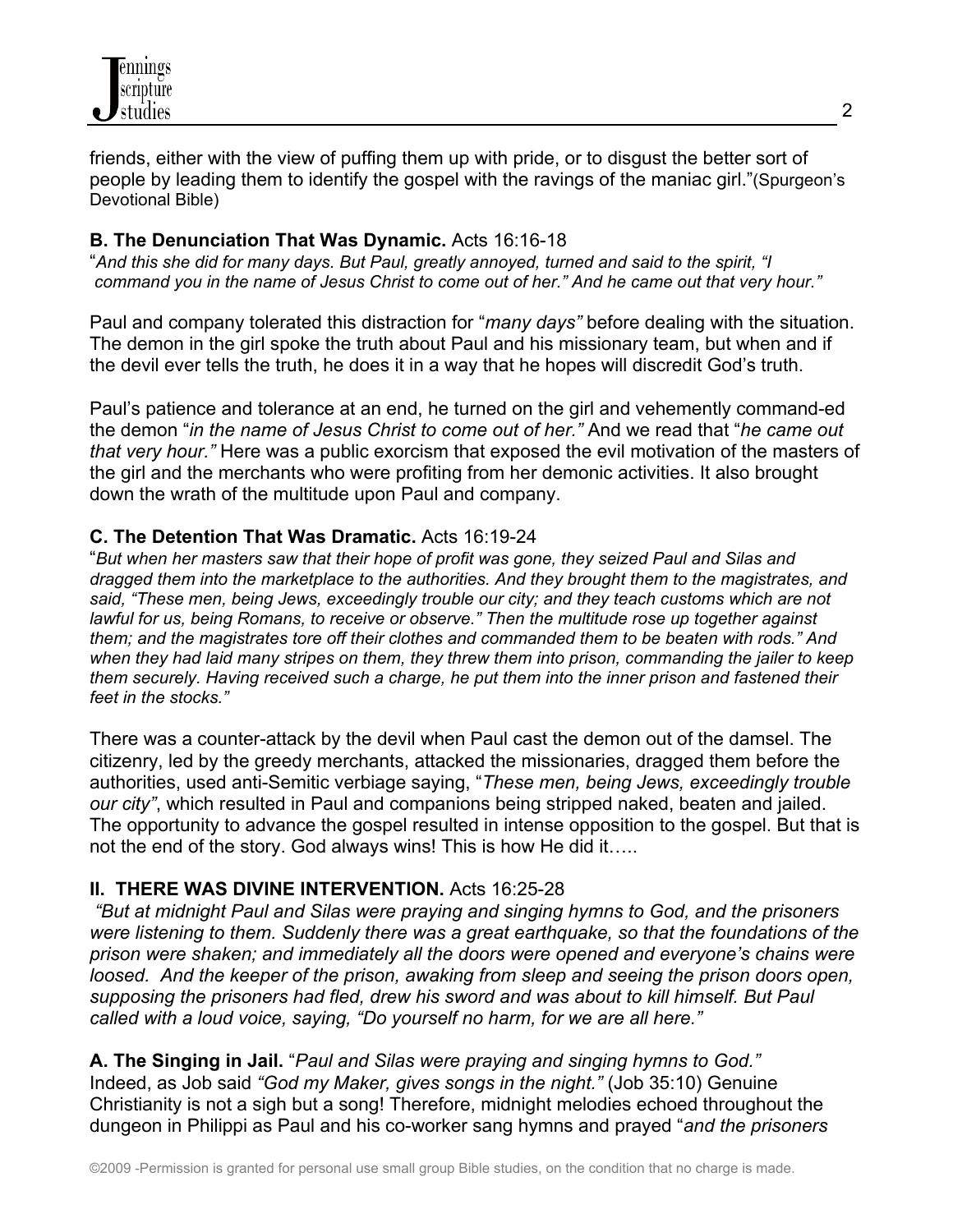friends, either with the view of puffing them up with pride, or to disgust the better sort of people by leading them to identify the gospel with the ravings of the maniac girl."(Spurgeon's Devotional Bible)

**B. The Denunciation That Was Dynamic.** Acts 16:16-18

"*And this she did for many days. But Paul, greatly annoyed, turned and said to the spirit, "I command you in the name of Jesus Christ to come out of her." And he came out that very hour."*

Paul and company tolerated this distraction for "*many days"* before dealing with the situation. The demon in the girl spoke the truth about Paul and his missionary team, but when and if the devil ever tells the truth, he does it in a way that he hopes will discredit God's truth.

Paul's patience and tolerance at an end, he turned on the girl and vehemently command-ed the demon "*in the name of Jesus Christ to come out of her."* And we read that "*he came out that very hour."* Here was a public exorcism that exposed the evil motivation of the masters of the girl and the merchants who were profiting from her demonic activities. It also brought down the wrath of the multitude upon Paul and company.

**C. The Detention That Was Dramatic.** Acts 16:19-24

"*But when her masters saw that their hope of profit was gone, they seized Paul and Silas and dragged them into the marketplace to the authorities. And they brought them to the magistrates, and said, "These men, being Jews, exceedingly trouble our city; and they teach customs which are not lawful for us, being Romans, to receive or observe." Then the multitude rose up together against them; and the magistrates tore off their clothes and commanded them to be beaten with rods." And when they had laid many stripes on them, they threw them into prison, commanding the jailer to keep them securely. Having received such a charge, he put them into the inner prison and fastened their feet in the stocks."*

There was a counter-attack by the devil when Paul cast the demon out of the damsel. The citizenry, led by the greedy merchants, attacked the missionaries, dragged them before the authorities, used anti-Semitic verbiage saying, "*These men, being Jews, exceedingly trouble our city"*, which resulted in Paul and companions being stripped naked, beaten and jailed. The opportunity to advance the gospel resulted in intense opposition to the gospel. But that is not the end of the story. God always wins! This is how He did it…..

## II. THERE WAS DIVINE INTERVENTION. Acts 16:25-28

*"But at midnight Paul and Silas were praying and singing hymns to God, and the prisoners were listening to them. Suddenly there was a great earthquake, so that the foundations of the prison were shaken; and immediately all the doors were opened and everyone's chains were loosed. And the keeper of the prison, awaking from sleep and seeing the prison doors open, supposing the prisoners had fled, drew his sword and was about to kill himself. But Paul called with a loud voice, saying, "Do yourself no harm, for we are all here."*

**A. The Singing in Jail.** "*Paul and Silas were praying and singing hymns to God."*
Indeed, as Job said *"God my Maker, gives songs in the night."* (Job 35:10) Genuine Christianity is not a sigh but a song! Therefore, midnight melodies echoed throughout the dungeon in Philippi as Paul and his co-worker sang hymns and prayed "*and the prisoners*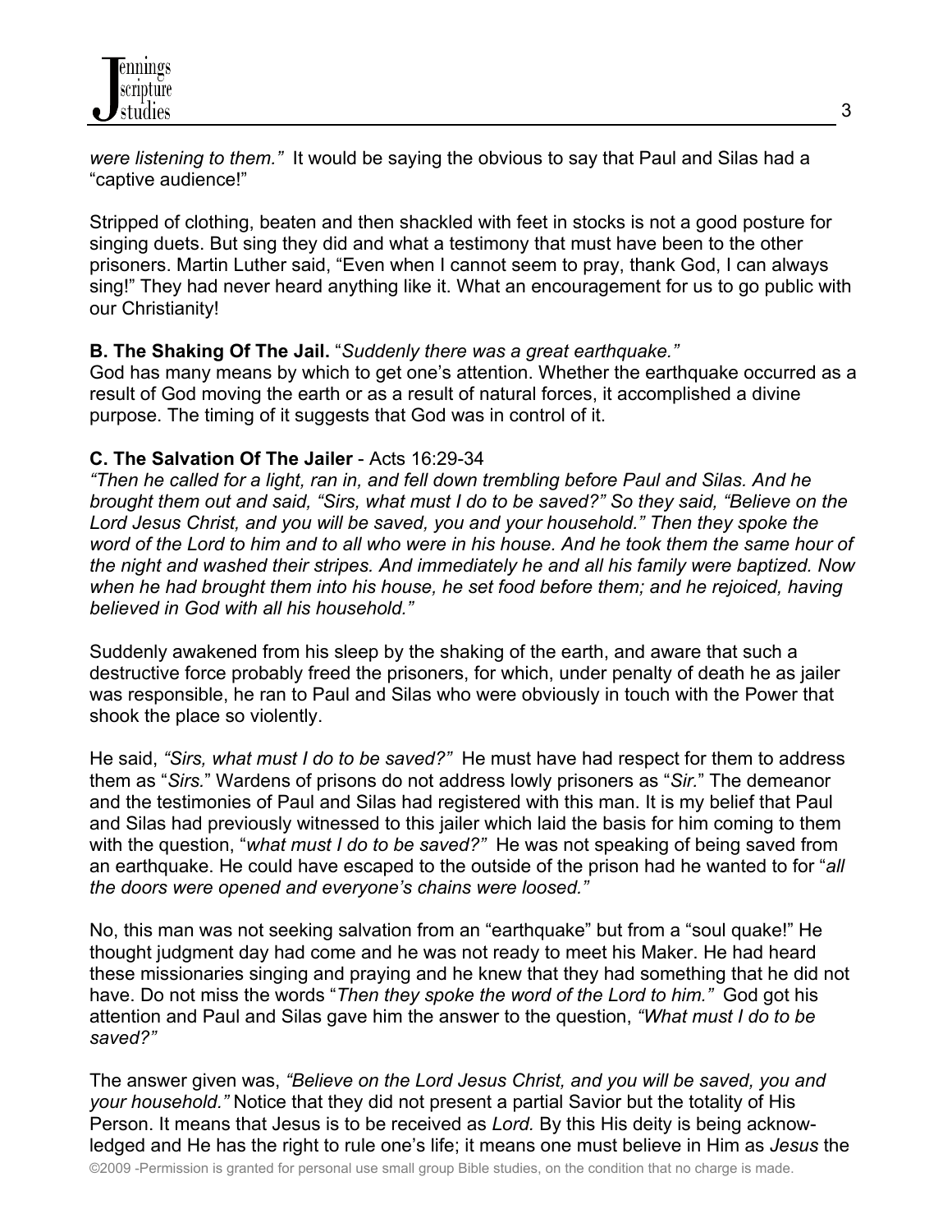*were listening to them."* It would be saying the obvious to say that Paul and Silas had a "captive audience!"

Stripped of clothing, beaten and then shackled with feet in stocks is not a good posture for singing duets. But sing they did and what a testimony that must have been to the other prisoners. Martin Luther said, "Even when I cannot seem to pray, thank God, I can always sing!" They had never heard anything like it. What an encouragement for us to go public with our Christianity!

**B. The Shaking Of The Jail.** "*Suddenly there was a great earthquake."*
God has many means by which to get one's attention. Whether the earthquake occurred as a result of God moving the earth or as a result of natural forces, it accomplished a divine purpose. The timing of it suggests that God was in control of it.

**C. The Salvation Of The Jailer** - Acts 16:29-34
*"Then he called for a light, ran in, and fell down trembling before Paul and Silas. And he brought them out and said, "Sirs, what must I do to be saved?" So they said, "Believe on the Lord Jesus Christ, and you will be saved, you and your household." Then they spoke the word of the Lord to him and to all who were in his house. And he took them the same hour of the night and washed their stripes. And immediately he and all his family were baptized. Now when he had brought them into his house, he set food before them; and he rejoiced, having believed in God with all his household."*

Suddenly awakened from his sleep by the shaking of the earth, and aware that such a destructive force probably freed the prisoners, for which, under penalty of death he as jailer was responsible, he ran to Paul and Silas who were obviously in touch with the Power that shook the place so violently.

He said, *"Sirs, what must I do to be saved?"* He must have had respect for them to address them as "*Sirs.*" Wardens of prisons do not address lowly prisoners as "*Sir.*" The demeanor and the testimonies of Paul and Silas had registered with this man. It is my belief that Paul and Silas had previously witnessed to this jailer which laid the basis for him coming to them with the question, "*what must I do to be saved?"* He was not speaking of being saved from an earthquake. He could have escaped to the outside of the prison had he wanted to for "*all the doors were opened and everyone's chains were loosed."*

No, this man was not seeking salvation from an "earthquake" but from a "soul quake!" He thought judgment day had come and he was not ready to meet his Maker. He had heard these missionaries singing and praying and he knew that they had something that he did not have. Do not miss the words "*Then they spoke the word of the Lord to him."* God got his attention and Paul and Silas gave him the answer to the question, *"What must I do to be saved?"*

The answer given was, *"Believe on the Lord Jesus Christ, and you will be saved, you and your household."* Notice that they did not present a partial Savior but the totality of His Person. It means that Jesus is to be received as *Lord.* By this His deity is being acknowledged and He has the right to rule one's life; it means one must believe in Him as *Jesus* the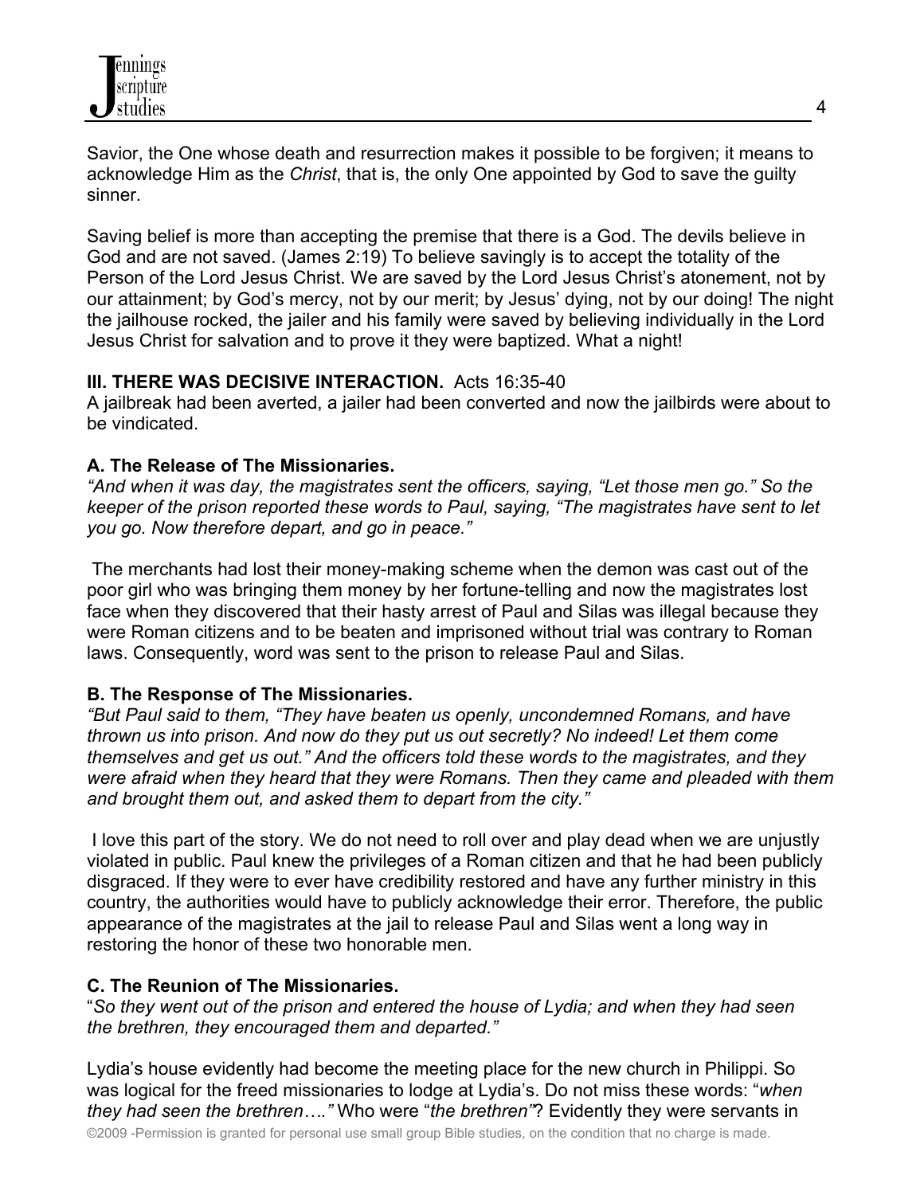Savior, the One whose death and resurrection makes it possible to be forgiven; it means to acknowledge Him as the *Christ*, that is, the only One appointed by God to save the guilty sinner.

Saving belief is more than accepting the premise that there is a God. The devils believe in God and are not saved. (James 2:19) To believe savingly is to accept the totality of the Person of the Lord Jesus Christ. We are saved by the Lord Jesus Christ's atonement, not by our attainment; by God's mercy, not by our merit; by Jesus' dying, not by our doing! The night the jailhouse rocked, the jailer and his family were saved by believing individually in the Lord Jesus Christ for salvation and to prove it they were baptized. What a night!

**III. THERE WAS DECISIVE INTERACTION.** Acts 16:35-40

A jailbreak had been averted, a jailer had been converted and now the jailbirds were about to be vindicated.

**A. The Release of The Missionaries.**

*"And when it was day, the magistrates sent the officers, saying, "Let those men go." So the keeper of the prison reported these words to Paul, saying, "The magistrates have sent to let you go. Now therefore depart, and go in peace."*

The merchants had lost their money-making scheme when the demon was cast out of the poor girl who was bringing them money by her fortune-telling and now the magistrates lost face when they discovered that their hasty arrest of Paul and Silas was illegal because they were Roman citizens and to be beaten and imprisoned without trial was contrary to Roman laws. Consequently, word was sent to the prison to release Paul and Silas.

**B. The Response of The Missionaries.**

*"But Paul said to them, "They have beaten us openly, uncondemned Romans, and have thrown us into prison. And now do they put us out secretly? No indeed! Let them come themselves and get us out." And the officers told these words to the magistrates, and they were afraid when they heard that they were Romans. Then they came and pleaded with them and brought them out, and asked them to depart from the city."*

I love this part of the story. We do not need to roll over and play dead when we are unjustly violated in public. Paul knew the privileges of a Roman citizen and that he had been publicly disgraced. If they were to ever have credibility restored and have any further ministry in this country, the authorities would have to publicly acknowledge their error. Therefore, the public appearance of the magistrates at the jail to release Paul and Silas went a long way in restoring the honor of these two honorable men.

**C. The Reunion of The Missionaries.**

"*So they went out of the prison and entered the house of Lydia; and when they had seen the brethren, they encouraged them and departed."*

Lydia's house evidently had become the meeting place for the new church in Philippi. So was logical for the freed missionaries to lodge at Lydia's. Do not miss these words: "*when they had seen the brethren…."* Who were "*the brethren"*? Evidently they were servants in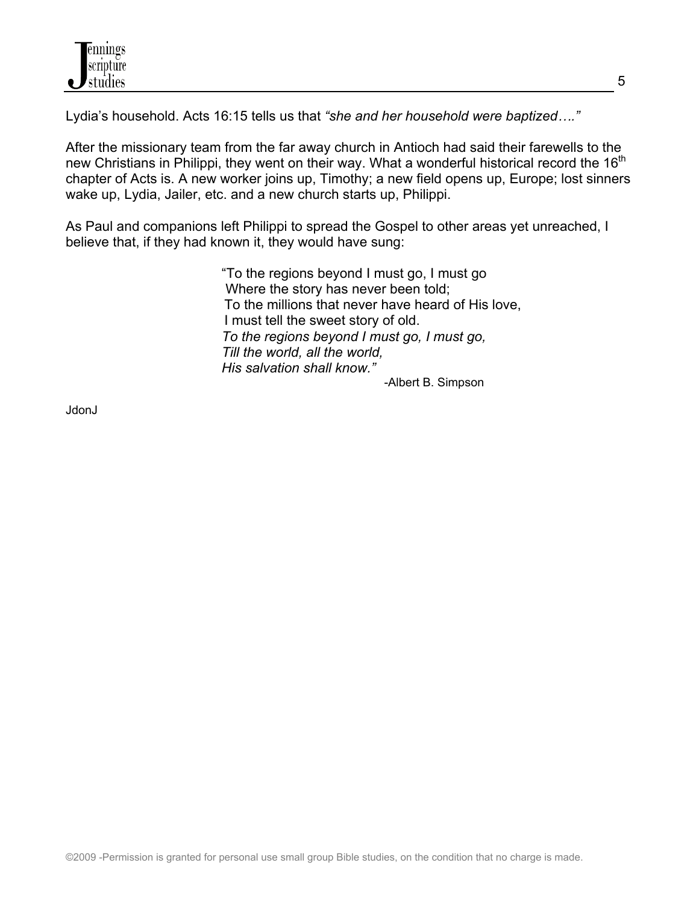Lydia's household. Acts 16:15 tells us that *"she and her household were baptized…."*

After the missionary team from the far away church in Antioch had said their farewells to the new Christians in Philippi, they went on their way. What a wonderful historical record the 16th chapter of Acts is. A new worker joins up, Timothy; a new field opens up, Europe; lost sinners wake up, Lydia, Jailer, etc. and a new church starts up, Philippi.

As Paul and companions left Philippi to spread the Gospel to other areas yet unreached, I believe that, if they had known it, they would have sung:

> "To the regions beyond I must go, I must go  
> Where the story has never been told;  
> To the millions that never have heard of His love,  
> I must tell the sweet story of old.  
> *To the regions beyond I must go, I must go,*  
> *Till the world, all the world,*  
> *His salvation shall know."*  
> -Albert B. Simpson

JdonJ

©2009 -Permission is granted for personal use small group Bible studies, on the condition that no charge is made.